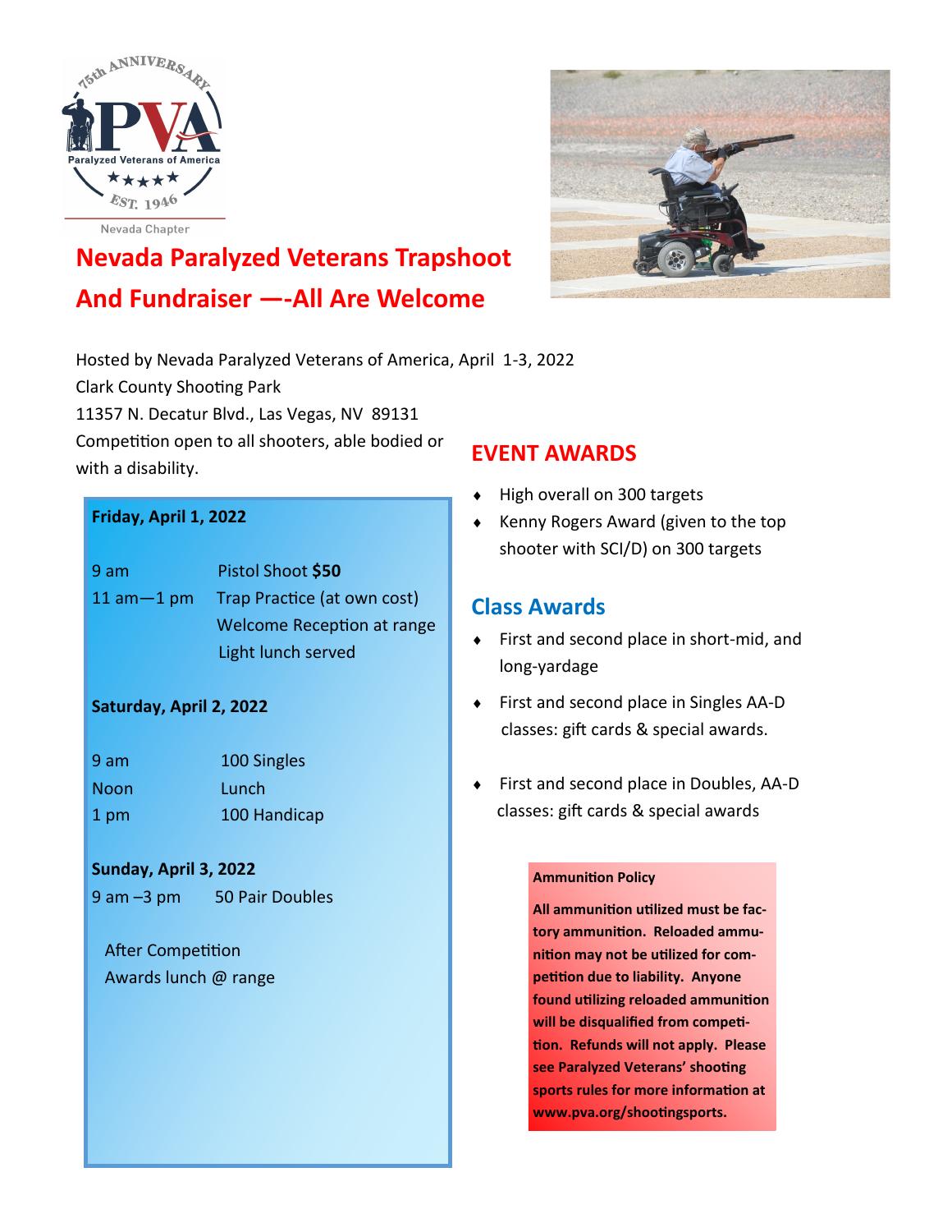Nevada Chapter

# Nevada Paralyzed Veterans Trapshoot And Fundraiser —-All Are Welcome

Hosted by Nevada Paralyzed Veterans of America, April 1-3, 2022
Clark County Shooting Park
11357 N. Decatur Blvd., Las Vegas, NV 89131
Competition open to all shooters, able bodied or with a disability.

**Friday, April 1, 2022**

| | |
|---|---|
| 9 am | Pistol Shoot **$50** |
| 11 am—1 pm | Trap Practice (at own cost) |
| | Welcome Reception at range |
| | Light lunch served |

**Saturday, April 2, 2022**

| | |
|---|---|
| 9 am | 100 Singles |
| Noon | Lunch |
| 1 pm | 100 Handicap |

**Sunday, April 3, 2022**

| | |
|---|---|
| 9 am –3 pm | 50 Pair Doubles |

After Competition
Awards lunch @ range

## EVENT AWARDS

- High overall on 300 targets
- Kenny Rogers Award (given to the top shooter with SCI/D) on 300 targets

## Class Awards

- First and second place in short-mid, and long-yardage
- First and second place in Singles AA-D classes: gift cards & special awards.
- First and second place in Doubles, AA-D classes: gift cards & special awards

**Ammunition Policy**

**All ammunition utilized must be factory ammunition. Reloaded ammunition may not be utilized for competition due to liability. Anyone found utilizing reloaded ammunition will be disqualified from competition. Refunds will not apply. Please see Paralyzed Veterans' shooting sports rules for more information at www.pva.org/shootingsports.**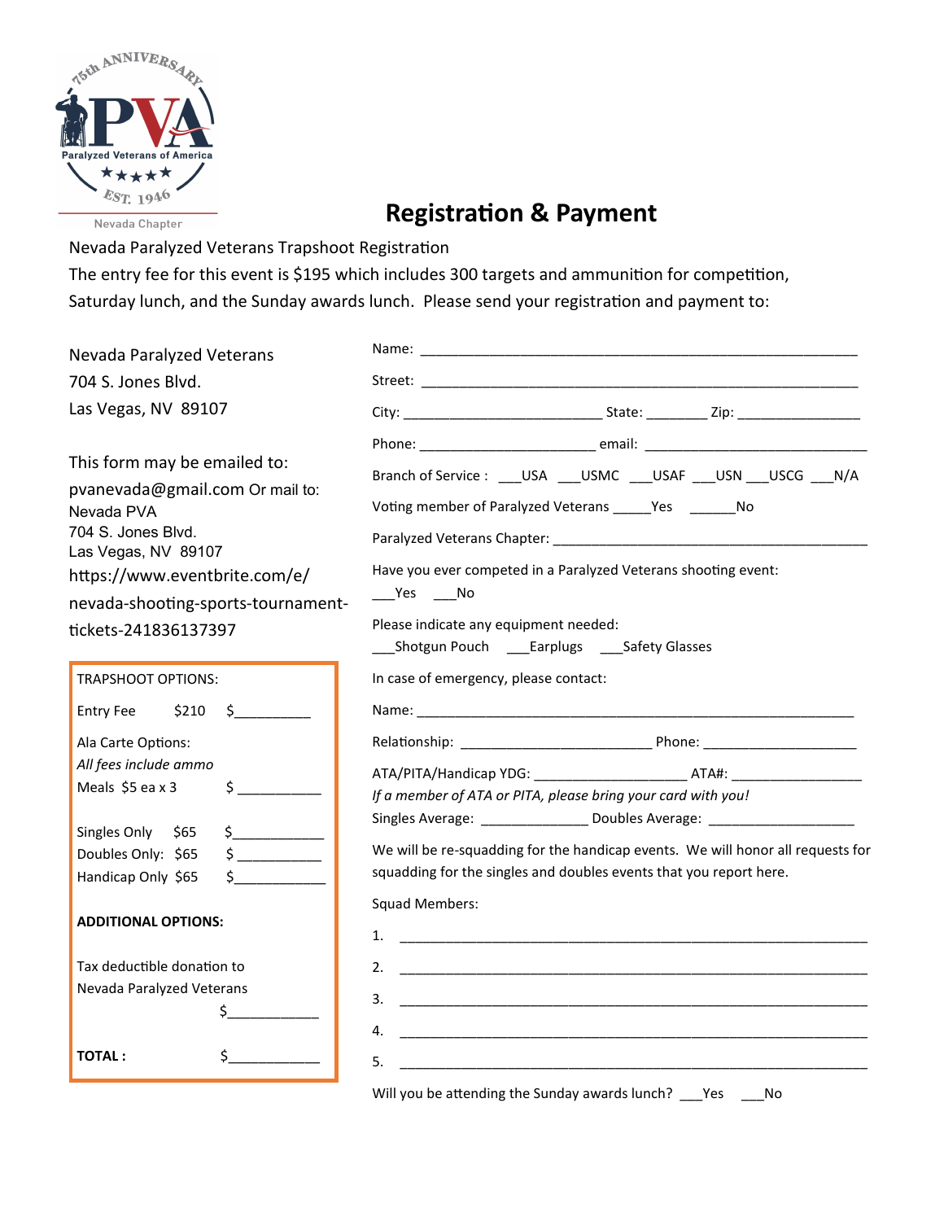75th ANNIVERSARY

PVA

Paralyzed Veterans of America

EST. 1946

Nevada Chapter

# Registration & Payment

Nevada Paralyzed Veterans Trapshoot Registration

The entry fee for this event is $195 which includes 300 targets and ammunition for competition, Saturday lunch, and the Sunday awards lunch. Please send your registration and payment to:

Nevada Paralyzed Veterans
704 S. Jones Blvd.
Las Vegas, NV 89107

This form may be emailed to:
pvanevada@gmail.com Or mail to:
Nevada PVA
704 S. Jones Blvd.
Las Vegas, NV 89107
https://www.eventbrite.com/e/nevada-shooting-sports-tournament-tickets-241836137397

TRAPSHOOT OPTIONS:

Entry Fee $210 $__________

Ala Carte Options:
*All fees include ammo*
Meals $5 ea x 3 $ ___________

Singles Only $65 $____________
Doubles Only: $65 $ ___________
Handicap Only $65 $____________

**ADDITIONAL OPTIONS:**

Tax deductible donation to Nevada Paralyzed Veterans
$____________

**TOTAL :** $____________

Name: ________________________________________________________

Street: ________________________________________________________

City: __________________________ State: ________ Zip: ________________

Phone: _______________________ email: ______________________________

Branch of Service : ___USA ___USMC ___USAF ___USN ___USCG ___N/A

Voting member of Paralyzed Veterans _____Yes ______No

Paralyzed Veterans Chapter: __________________________________________

Have you ever competed in a Paralyzed Veterans shooting event:
___Yes ___No

Please indicate any equipment needed:
___Shotgun Pouch ___Earplugs ___Safety Glasses

In case of emergency, please contact:

Name: ________________________________________________________

Relationship: _________________________ Phone: ____________________

ATA/PITA/Handicap YDG: ___________________ ATA#: ________________

*If a member of ATA or PITA, please bring your card with you!*

Singles Average: ______________ Doubles Average: __________________

We will be re-squadding for the handicap events. We will honor all requests for squadding for the singles and doubles events that you report here.

Squad Members:

1. ____________________________________________________________
2. ____________________________________________________________
3. ____________________________________________________________
4. ____________________________________________________________
5. ____________________________________________________________

Will you be attending the Sunday awards lunch? ___Yes ___No